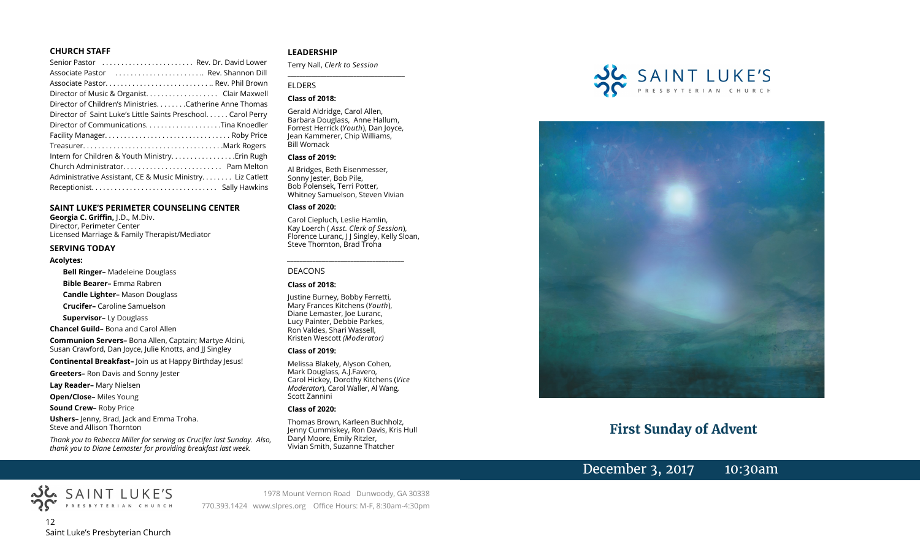## CHURCH STAFF

Senior Pastor . . . . . . . . . . . . . . . . . . . . . . . Rev. Dr. David Lower
Associate Pastor . . . . . . . . . . . . . . . . . . . . . .. Rev. Shannon Dill
Associate Pastor. . . . . . . . . . . . . . . . . . . . . . . . . . .. Rev. Phil Brown
Director of Music & Organist. . . . . . . . . . . . . . . . . . Clair Maxwell
Director of Children's Ministries. . . . . . . .Catherine Anne Thomas
Director of Saint Luke's Little Saints Preschool. . . . . . Carol Perry
Director of Communications. . . . . . . . . . . . . . . . . . . .Tina Knoedler
Facility Manager. . . . . . . . . . . . . . . . . . . . . . . . . . . . . . . . Roby Price
Treasurer. . . . . . . . . . . . . . . . . . . . . . . . . . . . . . . . . . . .Mark Rogers
Intern for Children & Youth Ministry. . . . . . . . . . . . . . . . .Erin Rugh
Church Administrator. . . . . . . . . . . . . . . . . . . . . . . . . Pam Melton
Administrative Assistant, CE & Music Ministry. . . . . . . . Liz Catlett
Receptionist. . . . . . . . . . . . . . . . . . . . . . . . . . . . . . . . Sally Hawkins

## SAINT LUKE'S PERIMETER COUNSELING CENTER

**Georgia C. Griffin,** J.D., M.Div.
Director, Perimeter Center
Licensed Marriage & Family Therapist/Mediator

## SERVING TODAY

**Acolytes:**

**Bell Ringer–** Madeleine Douglass
**Bible Bearer–** Emma Rabren
**Candle Lighter–** Mason Douglass
**Crucifer–** Caroline Samuelson
**Supervisor–** Ly Douglass

**Chancel Guild–** Bona and Carol Allen

**Communion Servers–** Bona Allen, Captain; Martye Alcini, Susan Crawford, Dan Joyce, Julie Knotts, and JJ Singley

**Continental Breakfast–** Join us at Happy Birthday Jesus!

**Greeters–** Ron Davis and Sonny Jester

**Lay Reader–** Mary Nielsen

**Open/Close–** Miles Young

**Sound Crew–** Roby Price

**Ushers–** Jenny, Brad, Jack and Emma Troha. Steve and Allison Thornton

*Thank you to Rebecca Miller for serving as Crucifer last Sunday. Also, thank you to Diane Lemaster for providing breakfast last week.*

## LEADERSHIP

Terry Nall, *Clerk to Session*

### ELDERS

**Class of 2018:**

Gerald Aldridge, Carol Allen, Barbara Douglass, Anne Hallum, Forrest Herrick (*Youth*), Dan Joyce, Jean Kammerer, Chip Williams, Bill Womack

**Class of 2019:**

Al Bridges, Beth Eisenmesser, Sonny Jester, Bob Pile, Bob Polensek, Terri Potter, Whitney Samuelson, Steven Vivian

**Class of 2020:**

Carol Ciepluch, Leslie Hamlin, Kay Loerch ( *Asst. Clerk of Session*), Florence Luranc, J J Singley, Kelly Sloan, Steve Thornton, Brad Troha

### DEACONS

**Class of 2018:**

Justine Burney, Bobby Ferretti, Mary Frances Kitchens (*Youth*), Diane Lemaster, Joe Luranc, Lucy Painter, Debbie Parkes, Ron Valdes, Shari Wassell, Kristen Wescott *(Moderator)*

**Class of 2019:**

Melissa Blakely, Alyson Cohen, Mark Douglass, A.J.Favero, Carol Hickey, Dorothy Kitchens (*Vice Moderator*), Carol Waller, Al Wang, Scott Zannini

**Class of 2020:**

Thomas Brown, Karleen Buchholz, Jenny Cummiskey, Ron Davis, Kris Hull, Daryl Moore, Emily Ritzler, Vivian Smith, Suzanne Thatcher

SAINT LUKE'S PRESBYTERIAN CHURCH

# First Sunday of Advent

December 3, 2017 10:30am

SAINT LUKE'S PRESBYTERIAN CHURCH

1978 Mount Vernon Road Dunwoody, GA 30338
770.393.1424 www.slpres.org Office Hours: M-F, 8:30am-4:30pm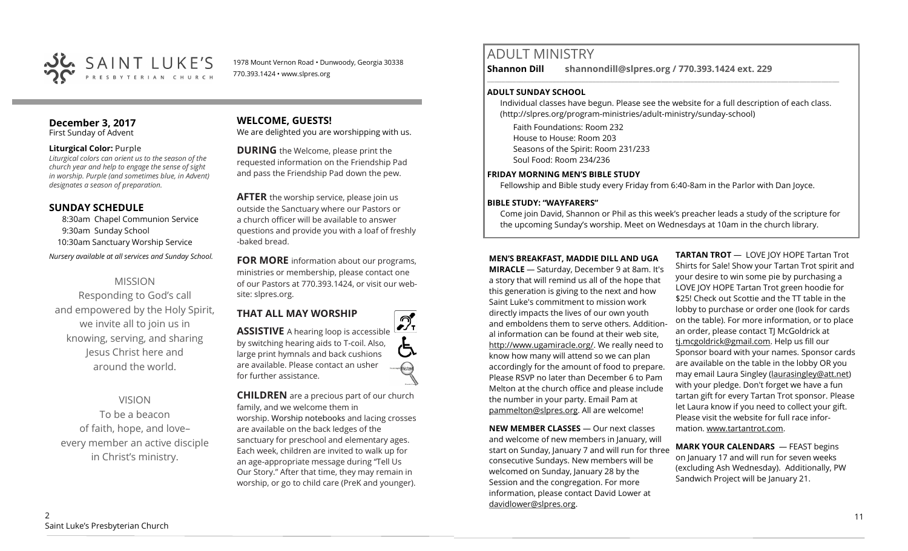# SAINT LUKE'S
PRESBYTERIAN CHURCH

1978 Mount Vernon Road • Dunwoody, Georgia 30338
770.393.1424 • www.slpres.org

## December 3, 2017
First Sunday of Advent

**Liturgical Color:** Purple

*Liturgical colors can orient us to the season of the church year and help to engage the sense of sight in worship. Purple (and sometimes blue, in Advent) designates a season of preparation.*

## SUNDAY SCHEDULE

8:30am Chapel Communion Service
9:30am Sunday School
10:30am Sanctuary Worship Service

*Nursery available at all services and Sunday School.*

### MISSION

Responding to God's call and empowered by the Holy Spirit, we invite all to join us in knowing, serving, and sharing Jesus Christ here and around the world.

### VISION

To be a beacon of faith, hope, and love– every member an active disciple in Christ's ministry.

## WELCOME, GUESTS!

We are delighted you are worshipping with us.

**DURING** the Welcome, please print the requested information on the Friendship Pad and pass the Friendship Pad down the pew.

**AFTER** the worship service, please join us outside the Sanctuary where our Pastors or a church officer will be available to answer questions and provide you with a loaf of freshly-baked bread.

**FOR MORE** information about our programs, ministries or membership, please contact one of our Pastors at 770.393.1424, or visit our website: slpres.org.

## THAT ALL MAY WORSHIP

**ASSISTIVE** A hearing loop is accessible by switching hearing aids to T-coil. Also, large print hymnals and back cushions are available. Please contact an usher for further assistance.

**CHILDREN** are a precious part of our church family, and we welcome them in worship. Worship notebooks and lacing crosses are available on the back ledges of the sanctuary for preschool and elementary ages. Each week, children are invited to walk up for an age-appropriate message during "Tell Us Our Story." After that time, they may remain in worship, or go to child care (PreK and younger).

# ADULT MINISTRY

**Shannon Dill shannondill@slpres.org / 770.393.1424 ext. 229**

**ADULT SUNDAY SCHOOL**

Individual classes have begun. Please see the website for a full description of each class. (http://slpres.org/program-ministries/adult-ministry/sunday-school)

Faith Foundations: Room 232
House to House: Room 203
Seasons of the Spirit: Room 231/233
Soul Food: Room 234/236

**FRIDAY MORNING MEN'S BIBLE STUDY**

Fellowship and Bible study every Friday from 6:40-8am in the Parlor with Dan Joyce.

**BIBLE STUDY: "WAYFARERS"**

Come join David, Shannon or Phil as this week's preacher leads a study of the scripture for the upcoming Sunday's worship. Meet on Wednesdays at 10am in the church library.

**MEN'S BREAKFAST, MADDIE DILL AND UGA MIRACLE** — Saturday, December 9 at 8am. It's a story that will remind us all of the hope that this generation is giving to the next and how Saint Luke's commitment to mission work directly impacts the lives of our own youth and emboldens them to serve others. Additional information can be found at their web site, http://www.ugamiracle.org/. We really need to know how many will attend so we can plan accordingly for the amount of food to prepare. Please RSVP no later than December 6 to Pam Melton at the church office and please include the number in your party. Email Pam at pammelton@slpres.org. All are welcome!

**NEW MEMBER CLASSES** — Our next classes and welcome of new members in January, will start on Sunday, January 7 and will run for three consecutive Sundays. New members will be welcomed on Sunday, January 28 by the Session and the congregation. For more information, please contact David Lower at davidlower@slpres.org.

**TARTAN TROT** — LOVE JOY HOPE Tartan Trot Shirts for Sale! Show your Tartan Trot spirit and your desire to win some pie by purchasing a LOVE JOY HOPE Tartan Trot green hoodie for $25! Check out Scottie and the TT table in the lobby to purchase or order one (look for cards on the table). For more information, or to place an order, please contact TJ McGoldrick at tj.mcgoldrick@gmail.com. Help us fill our Sponsor board with your names. Sponsor cards are available on the table in the lobby OR you may email Laura Singley (laurasingley@att.net) with your pledge. Don't forget we have a fun tartan gift for every Tartan Trot sponsor. Please let Laura know if you need to collect your gift. Please visit the website for full race information. www.tartantrot.com.

**MARK YOUR CALENDARS** — FEAST begins on January 17 and will run for seven weeks (excluding Ash Wednesday). Additionally, PW Sandwich Project will be January 21.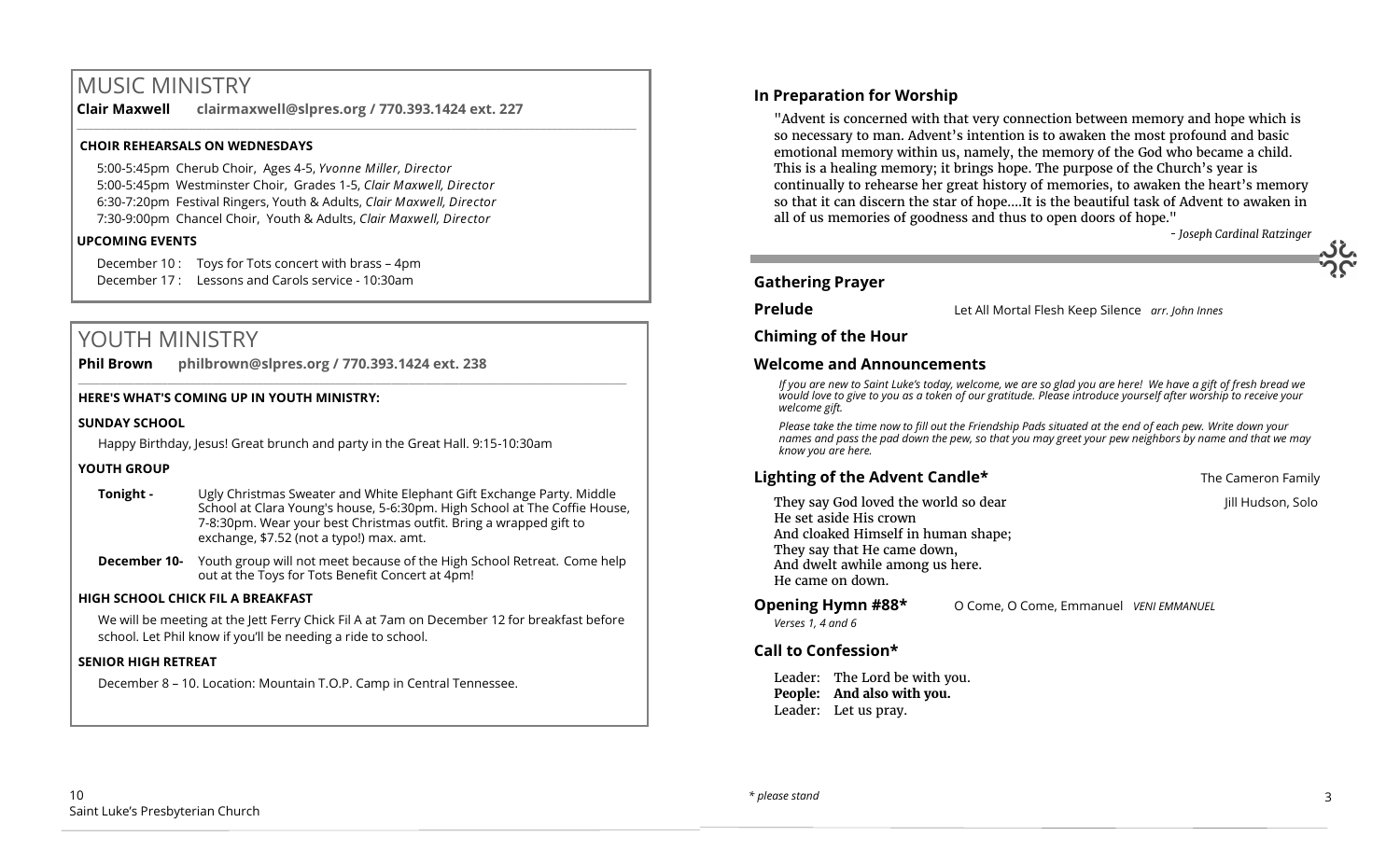# MUSIC MINISTRY

**Clair Maxwell** **clairmaxwell@slpres.org / 770.393.1424 ext. 227**

**CHOIR REHEARSALS ON WEDNESDAYS**

5:00-5:45pm Cherub Choir, Ages 4-5, *Yvonne Miller, Director*
5:00-5:45pm Westminster Choir, Grades 1-5, *Clair Maxwell, Director*
6:30-7:20pm Festival Ringers, Youth & Adults, *Clair Maxwell, Director*
7:30-9:00pm Chancel Choir, Youth & Adults, *Clair Maxwell, Director*

**UPCOMING EVENTS**

December 10 : Toys for Tots concert with brass – 4pm
December 17 : Lessons and Carols service - 10:30am

# YOUTH MINISTRY

**Phil Brown** **philbrown@slpres.org / 770.393.1424 ext. 238**

**HERE'S WHAT'S COMING UP IN YOUTH MINISTRY:**

**SUNDAY SCHOOL**

Happy Birthday, Jesus! Great brunch and party in the Great Hall. 9:15-10:30am

**YOUTH GROUP**

**Tonight -** Ugly Christmas Sweater and White Elephant Gift Exchange Party. Middle School at Clara Young's house, 5-6:30pm. High School at The Coffie House, 7-8:30pm. Wear your best Christmas outfit. Bring a wrapped gift to exchange, $7.52 (not a typo!) max. amt.

**December 10-** Youth group will not meet because of the High School Retreat. Come help out at the Toys for Tots Benefit Concert at 4pm!

**HIGH SCHOOL CHICK FIL A BREAKFAST**

We will be meeting at the Jett Ferry Chick Fil A at 7am on December 12 for breakfast before school. Let Phil know if you'll be needing a ride to school.

**SENIOR HIGH RETREAT**

December 8 – 10. Location: Mountain T.O.P. Camp in Central Tennessee.

## In Preparation for Worship

"Advent is concerned with that very connection between memory and hope which is so necessary to man. Advent's intention is to awaken the most profound and basic emotional memory within us, namely, the memory of the God who became a child. This is a healing memory; it brings hope. The purpose of the Church's year is continually to rehearse her great history of memories, to awaken the heart's memory so that it can discern the star of hope....It is the beautiful task of Advent to awaken in all of us memories of goodness and thus to open doors of hope."

*- Joseph Cardinal Ratzinger*

## Gathering Prayer

**Prelude** Let All Mortal Flesh Keep Silence *arr. John Innes*

## Chiming of the Hour

## Welcome and Announcements

*If you are new to Saint Luke's today, welcome, we are so glad you are here! We have a gift of fresh bread we would love to give to you as a token of our gratitude. Please introduce yourself after worship to receive your welcome gift.*

*Please take the time now to fill out the Friendship Pads situated at the end of each pew. Write down your names and pass the pad down the pew, so that you may greet your pew neighbors by name and that we may know you are here.*

**Lighting of the Advent Candle*** The Cameron Family

They say God loved the world so dear — Jill Hudson, Solo
He set aside His crown
And cloaked Himself in human shape;
They say that He came down,
And dwelt awhile among us here.
He came on down.

**Opening Hymn #88*** O Come, O Come, Emmanuel *VENI EMMANUEL*

*Verses 1, 4 and 6*

## Call to Confession*

Leader: The Lord be with you.
**People: And also with you.**
Leader: Let us pray.

*\* please stand*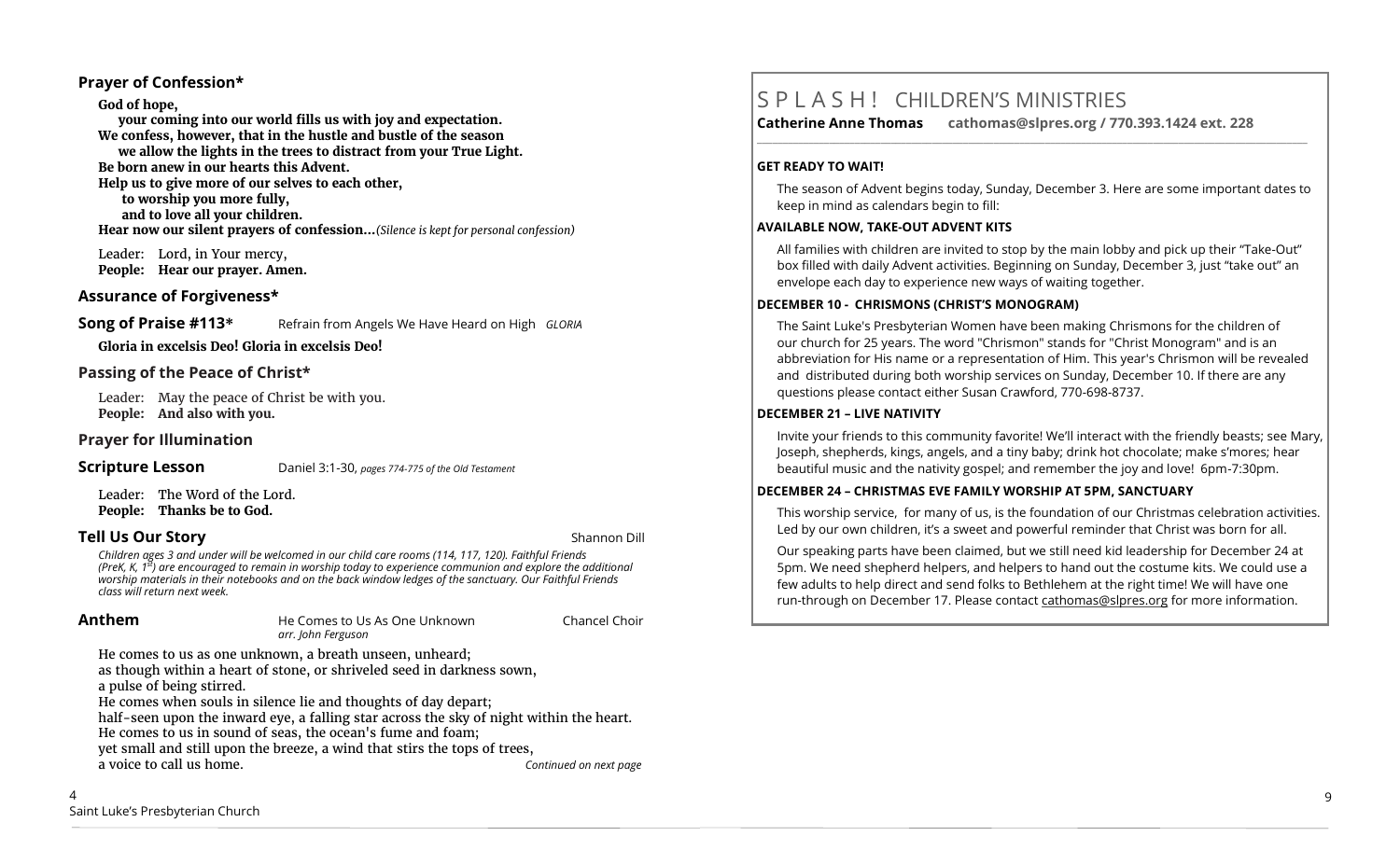### Prayer of Confession*

**God of hope,**
**your coming into our world fills us with joy and expectation.**
**We confess, however, that in the hustle and bustle of the season**
**we allow the lights in the trees to distract from your True Light.**
**Be born anew in our hearts this Advent.**
**Help us to give more of our selves to each other,**
**to worship you more fully,**
**and to love all your children.**
**Hear now our silent prayers of confession…***(Silence is kept for personal confession)*

Leader: Lord, in Your mercy,
**People: Hear our prayer. Amen.**

### Assurance of Forgiveness*

### Song of Praise #113* Refrain from Angels We Have Heard on High *GLORIA*

**Gloria in excelsis Deo! Gloria in excelsis Deo!**

### Passing of the Peace of Christ*

Leader: May the peace of Christ be with you.
**People: And also with you.**

### Prayer for Illumination

### Scripture Lesson Daniel 3:1-30, *pages 774-775 of the Old Testament*

Leader: The Word of the Lord.
**People: Thanks be to God.**

### Tell Us Our Story Shannon Dill

*Children ages 3 and under will be welcomed in our child care rooms (114, 117, 120). Faithful Friends (PreK, K, 1st) are encouraged to remain in worship today to experience communion and explore the additional worship materials in their notebooks and on the back window ledges of the sanctuary. Our Faithful Friends class will return next week.*

### Anthem He Comes to Us As One Unknown Chancel Choir

*arr. John Ferguson*

He comes to us as one unknown, a breath unseen, unheard;
as though within a heart of stone, or shriveled seed in darkness sown,
a pulse of being stirred.
He comes when souls in silence lie and thoughts of day depart;
half-seen upon the inward eye, a falling star across the sky of night within the heart.
He comes to us in sound of seas, the ocean's fume and foam;
yet small and still upon the breeze, a wind that stirs the tops of trees,
a voice to call us home.

*Continued on next page*

## S P L A S H ! CHILDREN'S MINISTRIES

**Catherine Anne Thomas cathomas@slpres.org / 770.393.1424 ext. 228**

**GET READY TO WAIT!**

The season of Advent begins today, Sunday, December 3. Here are some important dates to keep in mind as calendars begin to fill:

**AVAILABLE NOW, TAKE-OUT ADVENT KITS**

All families with children are invited to stop by the main lobby and pick up their "Take-Out" box filled with daily Advent activities. Beginning on Sunday, December 3, just "take out" an envelope each day to experience new ways of waiting together.

**DECEMBER 10 - CHRISMONS (CHRIST'S MONOGRAM)**

The Saint Luke's Presbyterian Women have been making Chrismons for the children of our church for 25 years. The word "Chrismon" stands for "Christ Monogram" and is an abbreviation for His name or a representation of Him. This year's Chrismon will be revealed and distributed during both worship services on Sunday, December 10. If there are any questions please contact either Susan Crawford, 770-698-8737.

**DECEMBER 21 – LIVE NATIVITY**

Invite your friends to this community favorite! We'll interact with the friendly beasts; see Mary, Joseph, shepherds, kings, angels, and a tiny baby; drink hot chocolate; make s'mores; hear beautiful music and the nativity gospel; and remember the joy and love! 6pm-7:30pm.

**DECEMBER 24 – CHRISTMAS EVE FAMILY WORSHIP AT 5PM, SANCTUARY**

This worship service, for many of us, is the foundation of our Christmas celebration activities. Led by our own children, it's a sweet and powerful reminder that Christ was born for all.

Our speaking parts have been claimed, but we still need kid leadership for December 24 at 5pm. We need shepherd helpers, and helpers to hand out the costume kits. We could use a few adults to help direct and send folks to Bethlehem at the right time! We will have one run-through on December 17. Please contact cathomas@slpres.org for more information.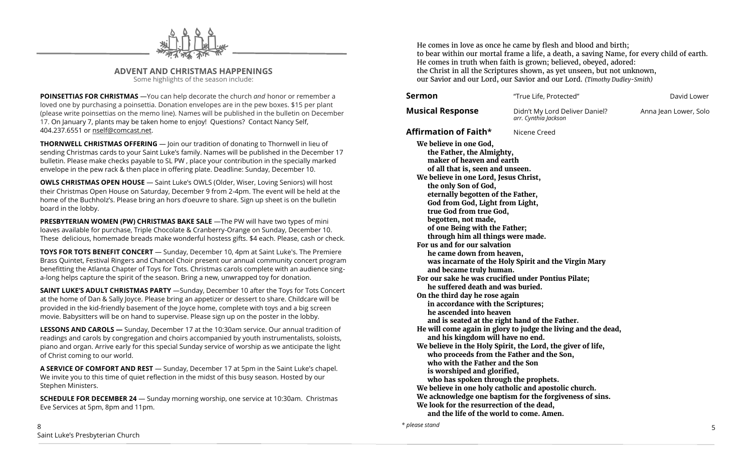## ADVENT AND CHRISTMAS HAPPENINGS

Some highlights of the season include:

**POINSETTIAS FOR CHRISTMAS** —You can help decorate the church *and* honor or remember a loved one by purchasing a poinsettia. Donation envelopes are in the pew boxes. $15 per plant (please write poinsettias on the memo line). Names will be published in the bulletin on December 17. On January 7, plants may be taken home to enjoy! Questions? Contact Nancy Self, 404.237.6551 or nself@comcast.net.

**THORNWELL CHRISTMAS OFFERING** — Join our tradition of donating to Thornwell in lieu of sending Christmas cards to your Saint Luke's family. Names will be published in the December 17 bulletin. Please make checks payable to SL PW , place your contribution in the specially marked envelope in the pew rack & then place in offering plate. Deadline: Sunday, December 10.

**OWLS CHRISTMAS OPEN HOUSE** — Saint Luke's OWLS (Older, Wiser, Loving Seniors) will host their Christmas Open House on Saturday, December 9 from 2-4pm. The event will be held at the home of the Buchholz's. Please bring an hors d'oeuvre to share. Sign up sheet is on the bulletin board in the lobby.

**PRESBYTERIAN WOMEN (PW) CHRISTMAS BAKE SALE** —The PW will have two types of mini loaves available for purchase, Triple Chocolate & Cranberry-Orange on Sunday, December 10. These delicious, homemade breads make wonderful hostess gifts. $4 each. Please, cash or check.

**TOYS FOR TOTS BENEFIT CONCERT** — Sunday, December 10, 4pm at Saint Luke's. The Premiere Brass Quintet, Festival Ringers and Chancel Choir present our annual community concert program benefitting the Atlanta Chapter of Toys for Tots. Christmas carols complete with an audience sing-a-long helps capture the spirit of the season. Bring a new, unwrapped toy for donation.

**SAINT LUKE'S ADULT CHRISTMAS PARTY** —Sunday, December 10 after the Toys for Tots Concert at the home of Dan & Sally Joyce. Please bring an appetizer or dessert to share. Childcare will be provided in the kid-friendly basement of the Joyce home, complete with toys and a big screen movie. Babysitters will be on hand to supervise. Please sign up on the poster in the lobby.

**LESSONS AND CAROLS —** Sunday, December 17 at the 10:30am service. Our annual tradition of readings and carols by congregation and choirs accompanied by youth instrumentalists, soloists, piano and organ. Arrive early for this special Sunday service of worship as we anticipate the light of Christ coming to our world.

**A SERVICE OF COMFORT AND REST** — Sunday, December 17 at 5pm in the Saint Luke's chapel. We invite you to this time of quiet reflection in the midst of this busy season. Hosted by our Stephen Ministers.

**SCHEDULE FOR DECEMBER 24** — Sunday morning worship, one service at 10:30am. Christmas Eve Services at 5pm, 8pm and 11pm.

He comes in love as once he came by flesh and blood and birth;
to bear within our mortal frame a life, a death, a saving Name, for every child of earth.
He comes in truth when faith is grown; believed, obeyed, adored:
the Christ in all the Scriptures shown, as yet unseen, but not unknown,
our Savior and our Lord, our Savior and our Lord. *(Timothy Dudley-Smith)*

**Sermon** "True Life, Protected" David Lower

**Musical Response** Didn't My Lord Deliver Daniel? *arr. Cynthia Jackson* Anna Jean Lower, Solo

**Affirmation of Faith*** Nicene Creed

**We believe in one God,
the Father, the Almighty,
maker of heaven and earth
of all that is, seen and unseen.
We believe in one Lord, Jesus Christ,
the only Son of God,
eternally begotten of the Father,
God from God, Light from Light,
true God from true God,
begotten, not made,
of one Being with the Father;
through him all things were made.
For us and for our salvation
he came down from heaven,
was incarnate of the Holy Spirit and the Virgin Mary
and became truly human.
For our sake he was crucified under Pontius Pilate;
he suffered death and was buried.
On the third day he rose again
in accordance with the Scriptures;
he ascended into heaven
and is seated at the right hand of the Father.
He will come again in glory to judge the living and the dead,
and his kingdom will have no end.
We believe in the Holy Spirit, the Lord, the giver of life,
who proceeds from the Father and the Son,
who with the Father and the Son
is worshiped and glorified,
who has spoken through the prophets.
We believe in one holy catholic and apostolic church.
We acknowledge one baptism for the forgiveness of sins.
We look for the resurrection of the dead,
and the life of the world to come. Amen.**

*\* please stand*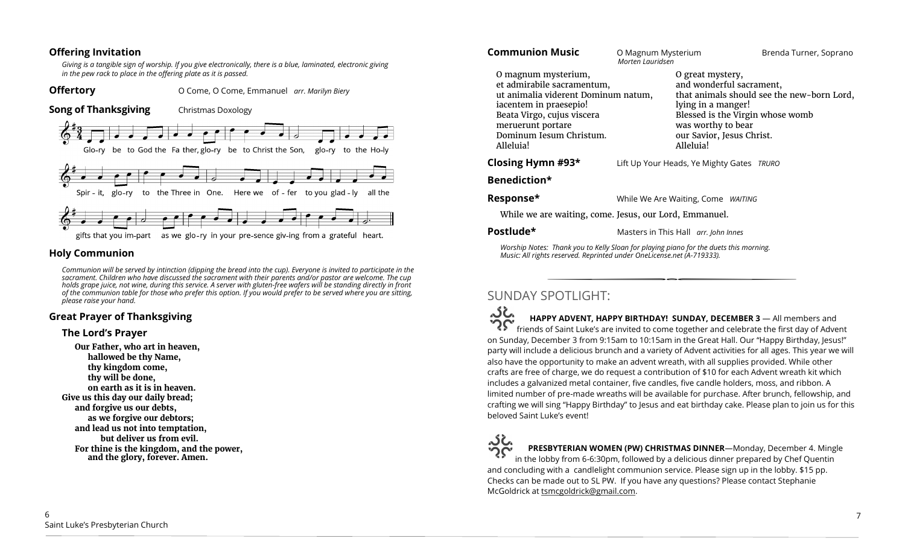### Offering Invitation

*Giving is a tangible sign of worship. If you give electronically, there is a blue, laminated, electronic giving in the pew rack to place in the offering plate as it is passed.*

**Offertory** O Come, O Come, Emmanuel *arr. Marilyn Biery*

**Song of Thanksgiving** Christmas Doxology

Glo-ry be to God the Fa ther, glo-ry be to Christ the Son, glo-ry to the Ho-ly Spir - it, glo-ry to the Three in One. Here we of - fer to you glad - ly all the gifts that you im-part as we glo - ry in your pre-sence giv-ing from a grateful heart.

### Holy Communion

*Communion will be served by intinction (dipping the bread into the cup). Everyone is invited to participate in the sacrament. Children who have discussed the sacrament with their parents and/or pastor are welcome. The cup holds grape juice, not wine, during this service. A server with gluten-free wafers will be standing directly in front of the communion table for those who prefer this option. If you would prefer to be served where you are sitting, please raise your hand.*

### Great Prayer of Thanksgiving

#### The Lord's Prayer

**Our Father, who art in heaven,**
**hallowed be thy Name,**
**thy kingdom come,**
**thy will be done,**
**on earth as it is in heaven.**
**Give us this day our daily bread;**
**and forgive us our debts,**
**as we forgive our debtors;**
**and lead us not into temptation,**
**but deliver us from evil.**
**For thine is the kingdom, and the power,**
**and the glory, forever. Amen.**

**Communion Music** O Magnum Mysterium Brenda Turner, Soprano
*Morten Lauridsen*

| | |
|---|---|
| O magnum mysterium, | O great mystery, |
| et admirabile sacramentum, | and wonderful sacrament, |
| ut animalia viderent Dominum natum, | that animals should see the new-born Lord, |
| iacentem in praesepio! | lying in a manger! |
| Beata Virgo, cujus viscera | Blessed is the Virgin whose womb |
| meruerunt portare | was worthy to bear |
| Dominum Iesum Christum. | our Savior, Jesus Christ. |
| Alleluia! | Alleluia! |

**Closing Hymn #93*** Lift Up Your Heads, Ye Mighty Gates *TRURO*

**Benediction***

**Response*** While We Are Waiting, Come *WAITING*

While we are waiting, come. Jesus, our Lord, Emmanuel.

**Postlude*** Masters in This Hall *arr. John Innes*

*Worship Notes: Thank you to Kelly Sloan for playing piano for the duets this morning.*
*Music: All rights reserved. Reprinted under OneLicense.net (A-719333).*

## SUNDAY SPOTLIGHT:

**HAPPY ADVENT, HAPPY BIRTHDAY! SUNDAY, DECEMBER 3** — All members and friends of Saint Luke's are invited to come together and celebrate the first day of Advent on Sunday, December 3 from 9:15am to 10:15am in the Great Hall. Our "Happy Birthday, Jesus!" party will include a delicious brunch and a variety of Advent activities for all ages. This year we will also have the opportunity to make an advent wreath, with all supplies provided. While other crafts are free of charge, we do request a contribution of $10 for each Advent wreath kit which includes a galvanized metal container, five candles, five candle holders, moss, and ribbon. A limited number of pre-made wreaths will be available for purchase. After brunch, fellowship, and crafting we will sing "Happy Birthday" to Jesus and eat birthday cake. Please plan to join us for this beloved Saint Luke's event!

**PRESBYTERIAN WOMEN (PW) CHRISTMAS DINNER**—Monday, December 4. Mingle in the lobby from 6-6:30pm, followed by a delicious dinner prepared by Chef Quentin and concluding with a candlelight communion service. Please sign up in the lobby. $15 pp. Checks can be made out to SL PW. If you have any questions? Please contact Stephanie McGoldrick at tsmcgoldrick@gmail.com.